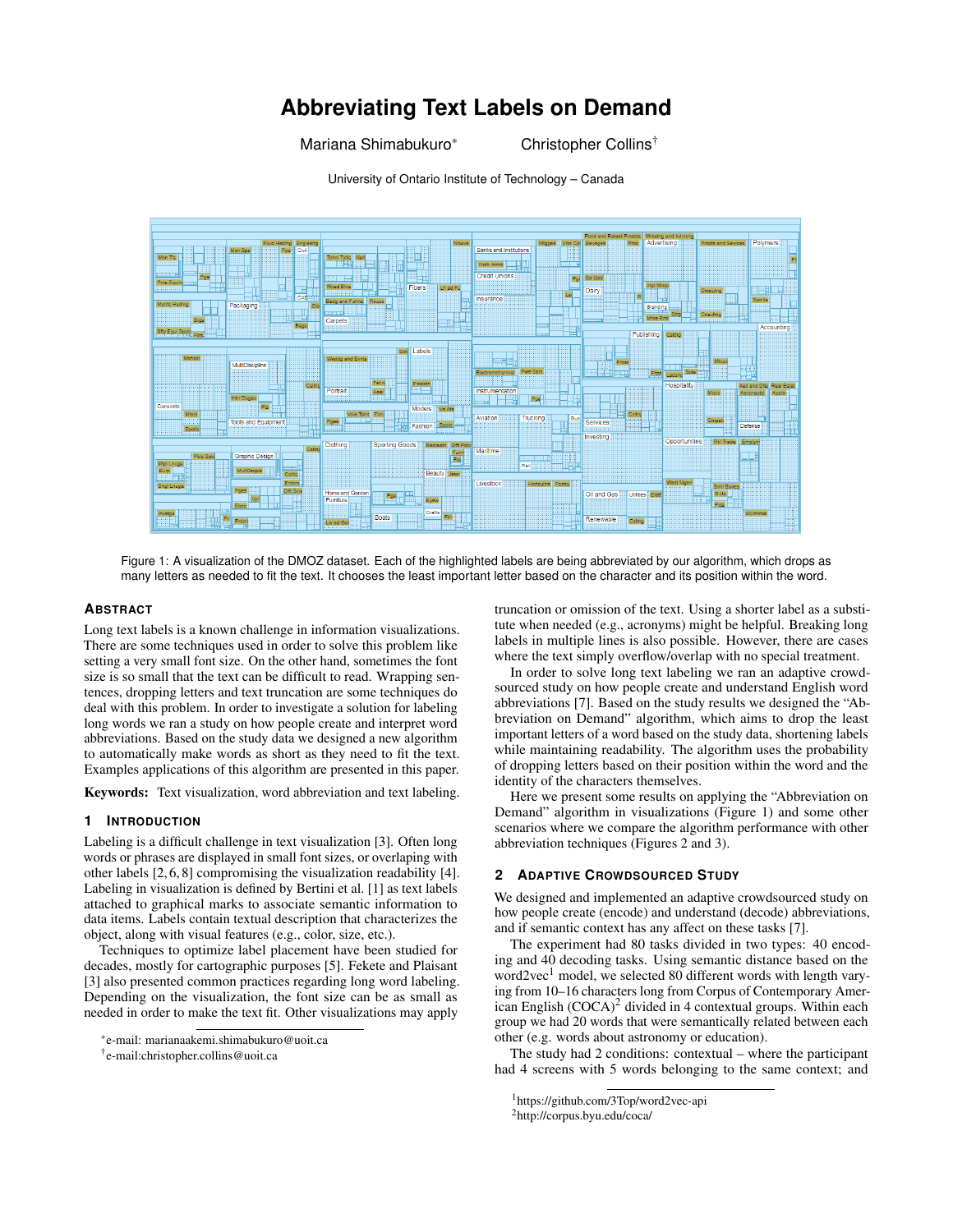# Abbreviating Text Labels on Demand

Mariana Shimabukuro* Christopher Collins†

University of Ontario Institute of Technology – Canada

Figure 1: A visualization of the DMOZ dataset. Each of the highlighted labels are being abbreviated by our algorithm, which drops as many letters as needed to fit the text. It chooses the least important letter based on the character and its position within the word.

## Abstract

Long text labels is a known challenge in information visualizations. There are some techniques used in order to solve this problem like setting a very small font size. On the other hand, sometimes the font size is so small that the text can be difficult to read. Wrapping sentences, dropping letters and text truncation are some techniques do deal with this problem. In order to investigate a solution for labeling long words we ran a study on how people create and interpret word abbreviations. Based on the study data we designed a new algorithm to automatically make words as short as they need to fit the text. Examples applications of this algorithm are presented in this paper.

**Keywords:** Text visualization, word abbreviation and text labeling.

## 1 Introduction

Labeling is a difficult challenge in text visualization [3]. Often long words or phrases are displayed in small font sizes, or overlaping with other labels [2, 6, 8] compromising the visualization readability [4]. Labeling in visualization is defined by Bertini et al. [1] as text labels attached to graphical marks to associate semantic information to data items. Labels contain textual description that characterizes the object, along with visual features (e.g., color, size, etc.).

Techniques to optimize label placement have been studied for decades, mostly for cartographic purposes [5]. Fekete and Plaisant [3] also presented common practices regarding long word labeling. Depending on the visualization, the font size can be as small as needed in order to make the text fit. Other visualizations may apply truncation or omission of the text. Using a shorter label as a substitute when needed (e.g., acronyms) might be helpful. Breaking long labels in multiple lines is also possible. However, there are cases where the text simply overflow/overlap with no special treatment.

In order to solve long text labeling we ran an adaptive crowdsourced study on how people create and understand English word abbreviations [7]. Based on the study results we designed the "Abbreviation on Demand" algorithm, which aims to drop the least important letters of a word based on the study data, shortening labels while maintaining readability. The algorithm uses the probability of dropping letters based on their position within the word and the identity of the characters themselves.

Here we present some results on applying the "Abbreviation on Demand" algorithm in visualizations (Figure 1) and some other scenarios where we compare the algorithm performance with other abbreviation techniques (Figures 2 and 3).

## 2 Adaptive Crowdsourced Study

We designed and implemented an adaptive crowdsourced study on how people create (encode) and understand (decode) abbreviations, and if semantic context has any affect on these tasks [7].

The experiment had 80 tasks divided in two types: 40 encoding and 40 decoding tasks. Using semantic distance based on the word2vec[1] model, we selected 80 different words with length varying from 10–16 characters long from Corpus of Contemporary American English (COCA)[2] divided in 4 contextual groups. Within each group we had 20 words that were semantically related between each other (e.g. words about astronomy or education).

The study had 2 conditions: contextual – where the participant had 4 screens with 5 words belonging to the same context; and

---

*e-mail: marianaakemi.shimabukuro@uoit.ca

†e-mail:christopher.collins@uoit.ca

[1] https://github.com/3Top/word2vec-api

[2] http://corpus.byu.edu/coca/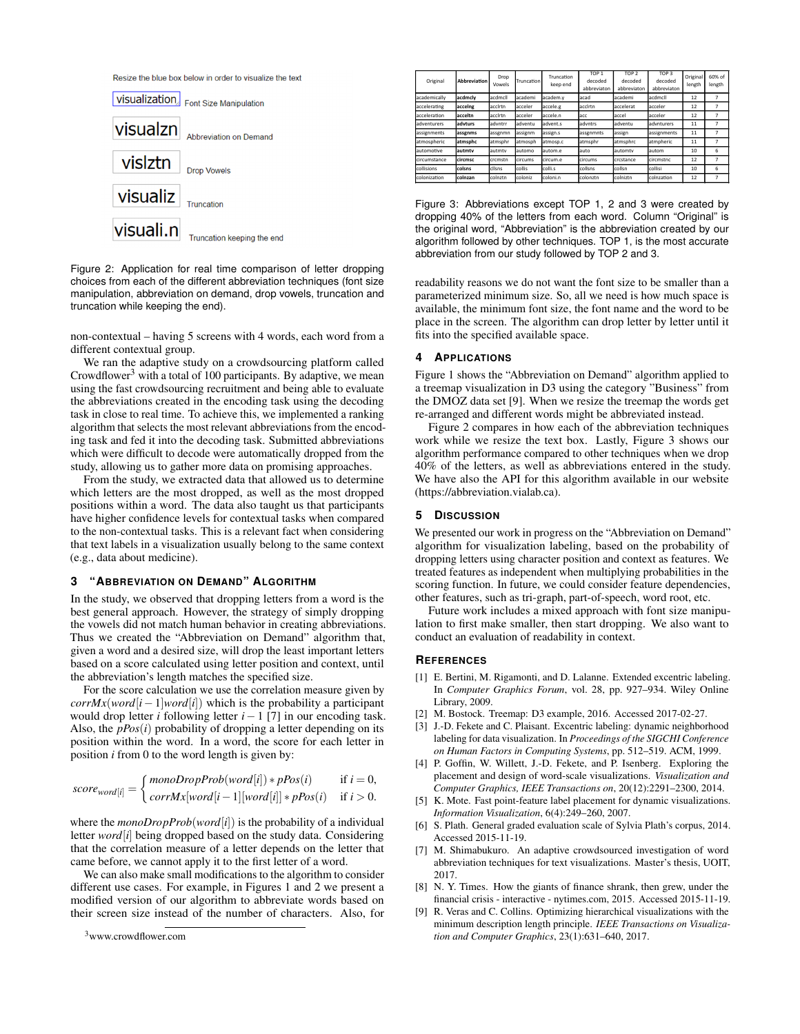Resize the blue box below in order to visualize the text

visualization Font Size Manipulation

visualzn Abbreviation on Demand

vislztn Drop Vowels

visualiz Truncation

visuali.n Truncation keeping the end

Figure 2: Application for real time comparison of letter dropping choices from each of the different abbreviation techniques (font size manipulation, abbreviation on demand, drop vowels, truncation and truncation while keeping the end).

non-contextual – having 5 screens with 4 words, each word from a different contextual group.

We ran the adaptive study on a crowdsourcing platform called Crowdflower[3] with a total of 100 participants. By adaptive, we mean using the fast crowdsourcing recruitment and being able to evaluate the abbreviations created in the encoding task using the decoding task in close to real time. To achieve this, we implemented a ranking algorithm that selects the most relevant abbreviations from the encoding task and fed it into the decoding task. Submitted abbreviations which were difficult to decode were automatically dropped from the study, allowing us to gather more data on promising approaches.

From the study, we extracted data that allowed us to determine which letters are the most dropped, as well as the most dropped positions within a word. The data also taught us that participants have higher confidence levels for contextual tasks when compared to the non-contextual tasks. This is a relevant fact when considering that text labels in a visualization usually belong to the same context (e.g., data about medicine).

## 3 "Abbreviation on Demand" Algorithm

In the study, we observed that dropping letters from a word is the best general approach. However, the strategy of simply dropping the vowels did not match human behavior in creating abbreviations. Thus we created the "Abbreviation on Demand" algorithm that, given a word and a desired size, will drop the least important letters based on a score calculated using letter position and context, until the abbreviation's length matches the specified size.

For the score calculation we use the correlation measure given by $corrMx(word[i-1]word[i])$ which is the probability a participant would drop letter $i$ following letter $i-1$ [7] in our encoding task. Also, the $pPos(i)$ probability of dropping a letter depending on its position within the word. In a word, the score for each letter in position $i$ from 0 to the word length is given by:

$$score_{word[i]} = \begin{cases} monoDropProb(word[i]) * pPos(i) & \text{if } i = 0, \\ corrMx[word[i-1][word[i]] * pPos(i) & \text{if } i > 0. \end{cases}$$

where the $monoDropProb(word[i])$ is the probability of a individual letter $word[i]$ being dropped based on the study data. Considering that the correlation measure of a letter depends on the letter that came before, we cannot apply it to the first letter of a word.

We can also make small modifications to the algorithm to consider different use cases. For example, in Figures 1 and 2 we present a modified version of our algorithm to abbreviate words based on their screen size instead of the number of characters. Also, for readability reasons we do not want the font size to be smaller than a parameterized minimum size. So, all we need is how much space is available, the minimum font size, the font name and the word to be place in the screen. The algorithm can drop letter by letter until it fits into the specified available space.

[3]www.crowdflower.com

| Original | Abbreviation | Drop Vowels | Truncation | Truncation keep end | TOP 1 decoded abbreviaton | TOP 2 decoded abbreviaton | TOP 3 decoded abbreviaton | Original length | 60% of length |
|---|---|---|---|---|---|---|---|---|---|
| academically | **acdmcly** | acdmcll | academi | academ.y | acad | academi | acdmcll | 12 | 7 |
| accelerating | **acceing** | acclrtn | acceler | accele.g | acclrtn | accelerat | acceler | 12 | 7 |
| acceleration | **acceltn** | acclrtn | acceler | accele.n | acc | accel | acceler | 12 | 7 |
| adventurers | **advturs** | advntrr | adventu | advent.s | advntrs | adventu | advnturers | 11 | 7 |
| assignments | **assgnms** | assgnmn | assignm | assign.s | assgnmnts | assign | assignments | 11 | 7 |
| atmospheric | **atmsphc** | atmsphr | atmosph | atmosp.c | atmsphr | atmsphrc | atmpheric | 11 | 7 |
| automotive | **autmtv** | autmtv | automo | autom.e | auto | autmtv | autom | 10 | 6 |
| circumstance | **circmsc** | crcmstn | circums | circum.e | circums | crcstance | circmstnc | 12 | 7 |
| collisions | **colsns** | cllsns | collis | colli.s | collsns | collsn | collisi | 10 | 6 |
| colonization | **colnzan** | colnztn | coloniz | coloni.n | colonztn | colniztn | colnzation | 12 | 7 |

Figure 3: Abbreviations except TOP 1, 2 and 3 were created by dropping 40% of the letters from each word. Column "Original" is the original word, "Abbreviation" is the abbreviation created by our algorithm followed by other techniques. TOP 1, is the most accurate abbreviation from our study followed by TOP 2 and 3.

## 4 Applications

Figure 1 shows the "Abbreviation on Demand" algorithm applied to a treemap visualization in D3 using the category "Business" from the DMOZ data set [9]. When we resize the treemap the words get re-arranged and different words might be abbreviated instead.

Figure 2 compares in how each of the abbreviation techniques work while we resize the text box. Lastly, Figure 3 shows our algorithm performance compared to other techniques when we drop 40% of the letters, as well as abbreviations entered in the study. We have also the API for this algorithm available in our website (https://abbreviation.vialab.ca).

## 5 Discussion

We presented our work in progress on the "Abbreviation on Demand" algorithm for visualization labeling, based on the probability of dropping letters using character position and context as features. We treated features as independent when multiplying probabilities in the scoring function. In future, we could consider feature dependencies, other features, such as tri-graph, part-of-speech, word root, etc.

Future work includes a mixed approach with font size manipulation to first make smaller, then start dropping. We also want to conduct an evaluation of readability in context.

## References

[1] E. Bertini, M. Rigamonti, and D. Lalanne. Extended excentric labeling. In *Computer Graphics Forum*, vol. 28, pp. 927–934. Wiley Online Library, 2009.

[2] M. Bostock. Treemap: D3 example, 2016. Accessed 2017-02-27.

[3] J.-D. Fekete and C. Plaisant. Excentric labeling: dynamic neighborhood labeling for data visualization. In *Proceedings of the SIGCHI Conference on Human Factors in Computing Systems*, pp. 512–519. ACM, 1999.

[4] P. Goffin, W. Willett, J.-D. Fekete, and P. Isenberg. Exploring the placement and design of word-scale visualizations. *Visualization and Computer Graphics, IEEE Transactions on*, 20(12):2291–2300, 2014.

[5] K. Mote. Fast point-feature label placement for dynamic visualizations. *Information Visualization*, 6(4):249–260, 2007.

[6] S. Plath. General graded evaluation scale of Sylvia Plath's corpus, 2014. Accessed 2015-11-19.

[7] M. Shimabukuro. An adaptive crowdsourced investigation of word abbreviation techniques for text visualizations. Master's thesis, UOIT, 2017.

[8] N. Y. Times. How the giants of finance shrank, then grew, under the financial crisis - interactive - nytimes.com, 2015. Accessed 2015-11-19.

[9] R. Veras and C. Collins. Optimizing hierarchical visualizations with the minimum description length principle. *IEEE Transactions on Visualization and Computer Graphics*, 23(1):631–640, 2017.